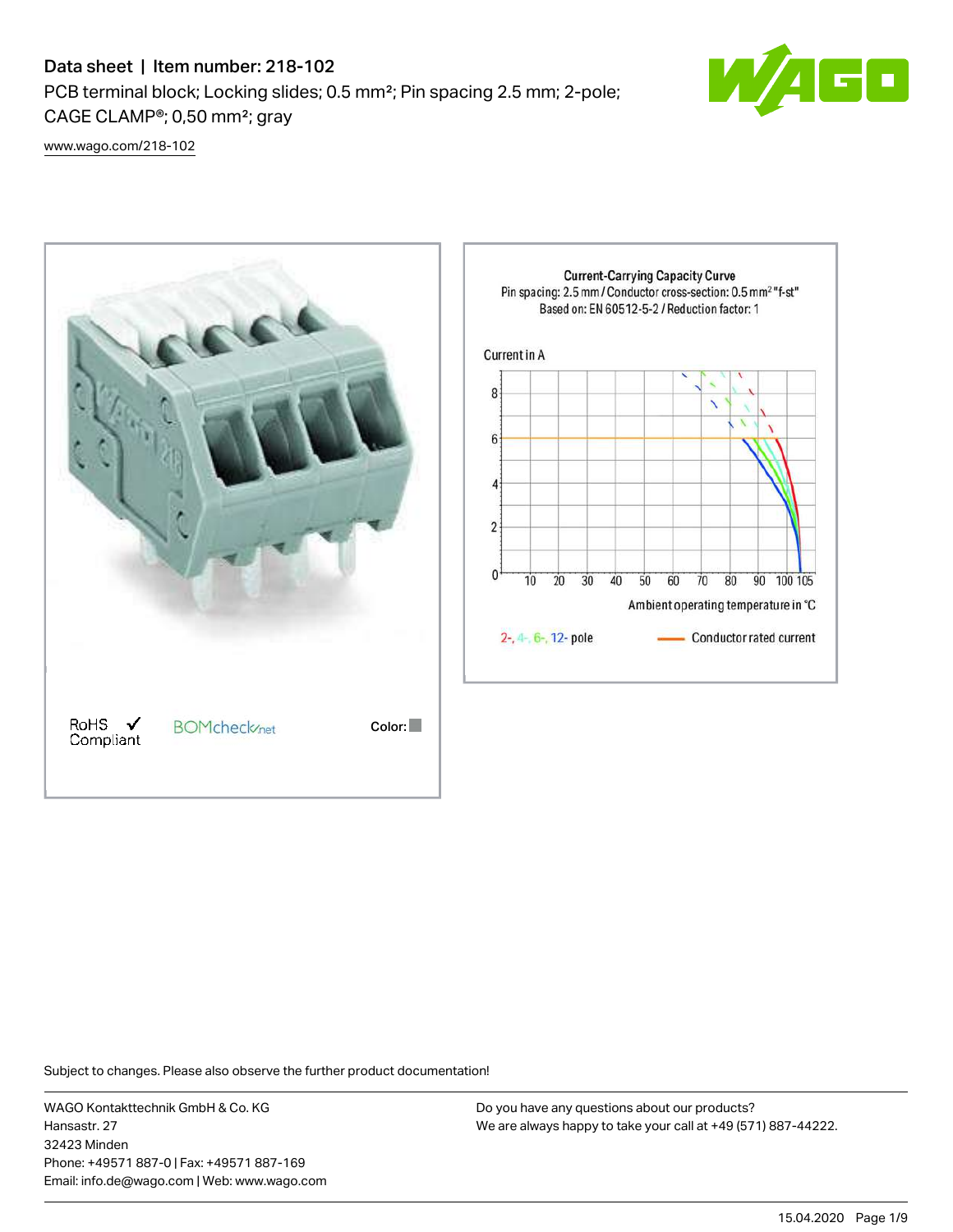# Data sheet | Item number: 218-102

PCB terminal block; Locking slides; 0.5 mm²; Pin spacing 2.5 mm; 2-pole; CAGE CLAMP®; 0,50 mm²; gray

www.wago.com/218-102

RoHS ✓ Compliant

BOMcheck.net

Color:

**Current-Carrying Capacity Curve**
Pin spacing: 2.5 mm / Conductor cross-section: 0.5 mm² "f-st"
Based on: EN 60512-5-2 / Reduction factor: 1

Current in A

Ambient operating temperature in °C

2-, 4-, 6-, 12- pole

Conductor rated current

Subject to changes. Please also observe the further product documentation!

WAGO Kontakttechnik GmbH & Co. KG
Hansastr. 27
32423 Minden
Phone: +49571 887-0 | Fax: +49571 887-169
Email: info.de@wago.com | Web: www.wago.com

Do you have any questions about our products?
We are always happy to take your call at +49 (571) 887-44222.

15.04.2020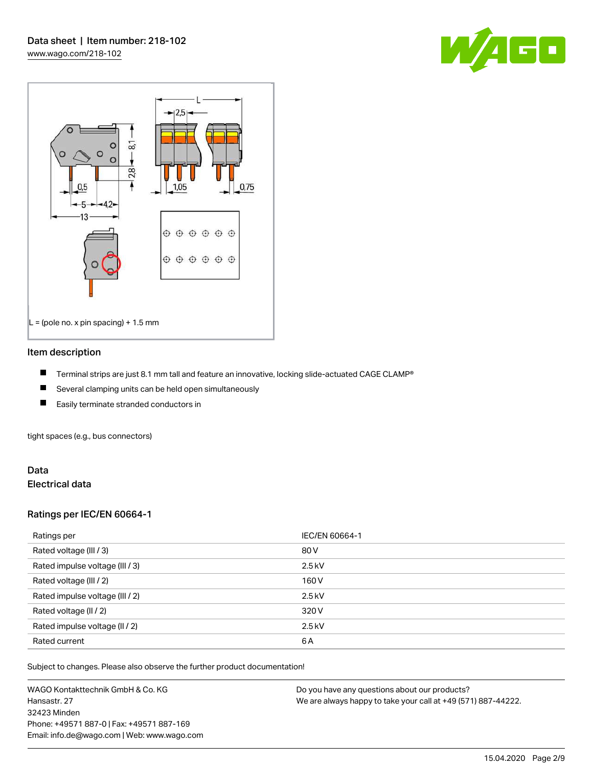L = (pole no. x pin spacing) + 1.5 mm

## Item description

- Terminal strips are just 8.1 mm tall and feature an innovative, locking slide-actuated CAGE CLAMP®
- Several clamping units can be held open simultaneously
- Easily terminate stranded conductors in

tight spaces (e.g., bus connectors)

## Data

### Electrical data

### Ratings per IEC/EN 60664-1

| Ratings per | IEC/EN 60664-1 |
|---|---|
| Rated voltage (III / 3) | 80 V |
| Rated impulse voltage (III / 3) | 2.5 kV |
| Rated voltage (III / 2) | 160 V |
| Rated impulse voltage (III / 2) | 2.5 kV |
| Rated voltage (II / 2) | 320 V |
| Rated impulse voltage (II / 2) | 2.5 kV |
| Rated current | 6 A |

Subject to changes. Please also observe the further product documentation!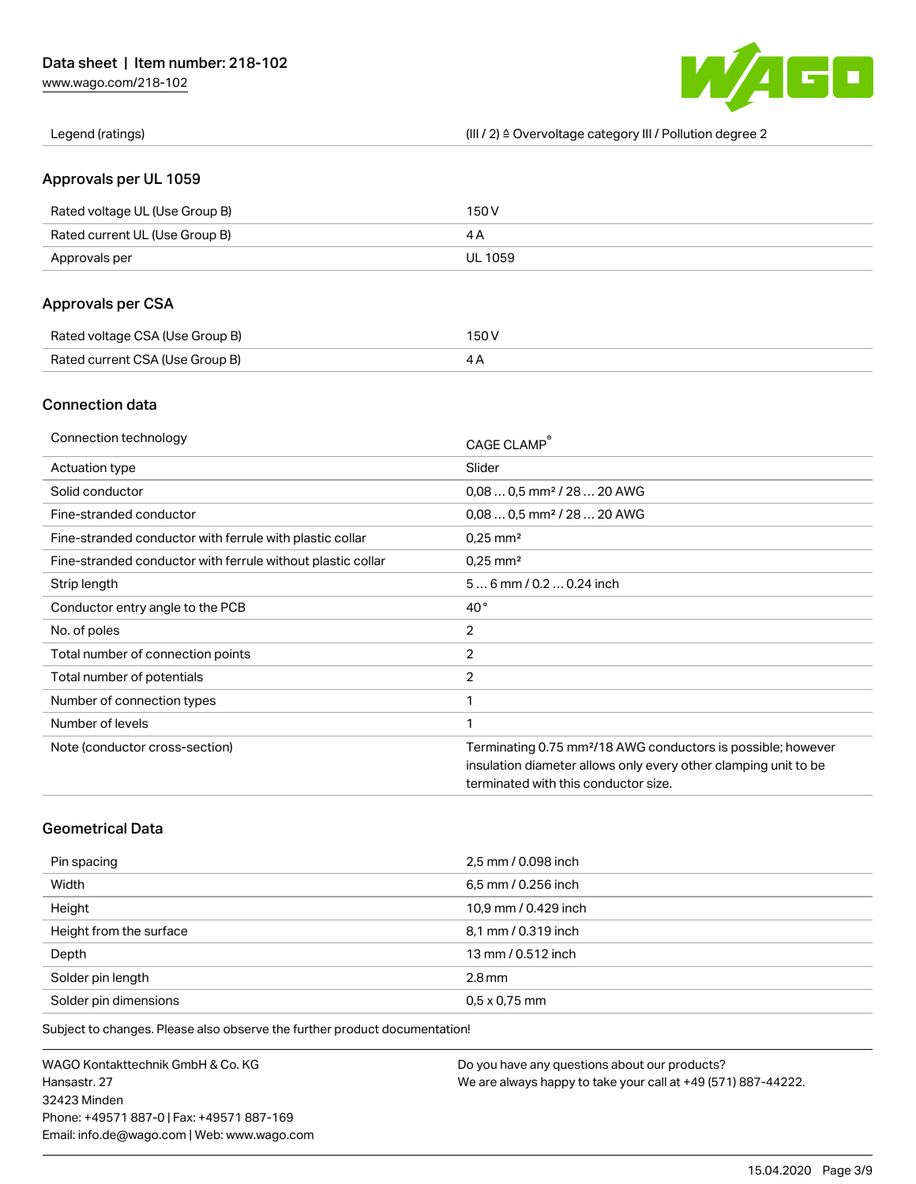| Legend (ratings) | (III / 2) ≙ Overvoltage category III / Pollution degree 2 |
| --- | --- |

## Approvals per UL 1059

| Rated voltage UL (Use Group B) | 150 V |
| --- | --- |
| Rated current UL (Use Group B) | 4 A |
| Approvals per | UL 1059 |

## Approvals per CSA

| Rated voltage CSA (Use Group B) | 150 V |
| --- | --- |
| Rated current CSA (Use Group B) | 4 A |

## Connection data

| Connection technology | CAGE CLAMP® |
| --- | --- |
| Actuation type | Slider |
| Solid conductor | 0,08 … 0,5 mm² / 28 … 20 AWG |
| Fine-stranded conductor | 0,08 … 0,5 mm² / 28 … 20 AWG |
| Fine-stranded conductor with ferrule with plastic collar | 0,25 mm² |
| Fine-stranded conductor with ferrule without plastic collar | 0,25 mm² |
| Strip length | 5 … 6 mm / 0.2 … 0.24 inch |
| Conductor entry angle to the PCB | 40 ° |
| No. of poles | 2 |
| Total number of connection points | 2 |
| Total number of potentials | 2 |
| Number of connection types | 1 |
| Number of levels | 1 |
| Note (conductor cross-section) | Terminating 0.75 mm²/18 AWG conductors is possible; however insulation diameter allows only every other clamping unit to be terminated with this conductor size. |

## Geometrical Data

| Pin spacing | 2,5 mm / 0.098 inch |
| --- | --- |
| Width | 6,5 mm / 0.256 inch |
| Height | 10,9 mm / 0.429 inch |
| Height from the surface | 8,1 mm / 0.319 inch |
| Depth | 13 mm / 0.512 inch |
| Solder pin length | 2.8 mm |
| Solder pin dimensions | 0,5 x 0,75 mm |

Subject to changes. Please also observe the further product documentation!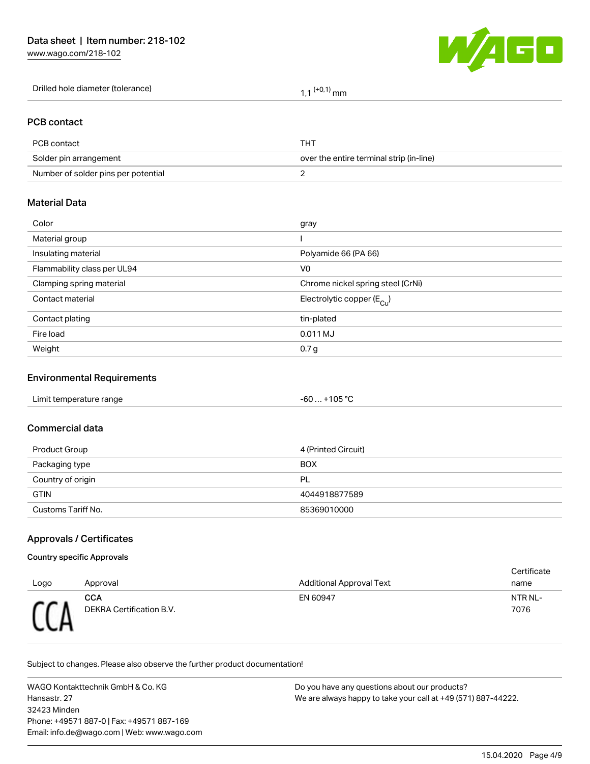| Drilled hole diameter (tolerance) | 1,1 $^{(+0,1)}$ mm |
|---|---|

## PCB contact

| PCB contact | THT |
|---|---|
| Solder pin arrangement | over the entire terminal strip (in-line) |
| Number of solder pins per potential | 2 |

## Material Data

| Color | gray |
|---|---|
| Material group | I |
| Insulating material | Polyamide 66 (PA 66) |
| Flammability class per UL94 | V0 |
| Clamping spring material | Chrome nickel spring steel (CrNi) |
| Contact material | Electrolytic copper ($E_{Cu}$) |
| Contact plating | tin-plated |
| Fire load | 0.011 MJ |
| Weight | 0.7 g |

## Environmental Requirements

| Limit temperature range | -60 … +105 °C |
|---|---|

## Commercial data

| Product Group | 4 (Printed Circuit) |
|---|---|
| Packaging type | BOX |
| Country of origin | PL |
| GTIN | 4044918877589 |
| Customs Tariff No. | 85369010000 |

## Approvals / Certificates

### Country specific Approvals

| Logo | Approval | Additional Approval Text | Certificate name |
|---|---|---|---|
| CCA | **CCA** DEKRA Certification B.V. | EN 60947 | NTR NL-7076 |

Subject to changes. Please also observe the further product documentation!

WAGO Kontakttechnik GmbH & Co. KG
Hansastr. 27
32423 Minden
Phone: +49571 887-0 | Fax: +49571 887-169
Email: info.de@wago.com | Web: www.wago.com

Do you have any questions about our products?
We are always happy to take your call at +49 (571) 887-44222.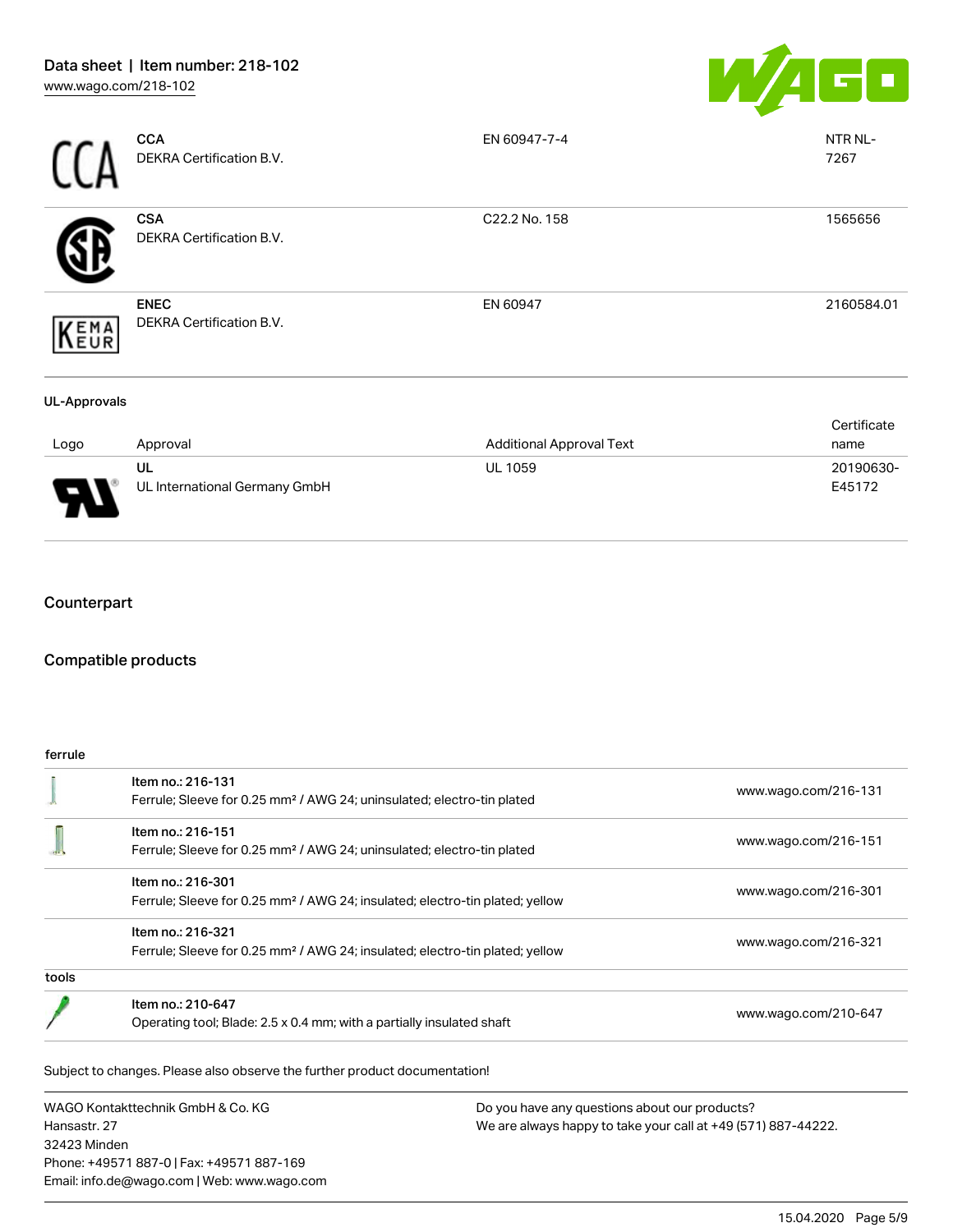| Logo | Approval | Additional Approval Text | Certificate name |
|---|---|---|---|
| | **CCA**<br>DEKRA Certification B.V. | EN 60947-7-4 | NTR NL-7267 |
| | **CSA**<br>DEKRA Certification B.V. | C22.2 No. 158 | 1565656 |
| | **ENEC**<br>DEKRA Certification B.V. | EN 60947 | 2160584.01 |

**UL-Approvals**

| Logo | Approval | Additional Approval Text | Certificate name |
|---|---|---|---|
| | **UL**<br>UL International Germany GmbH | UL 1059 | 20190630-E45172 |

## Counterpart

## Compatible products

**ferrule**

| | | |
|---|---|---|
| | Item no.: 216-131<br>Ferrule; Sleeve for 0.25 mm² / AWG 24; uninsulated; electro-tin plated | www.wago.com/216-131 |
| | Item no.: 216-151<br>Ferrule; Sleeve for 0.25 mm² / AWG 24; uninsulated; electro-tin plated | www.wago.com/216-151 |
| | Item no.: 216-301<br>Ferrule; Sleeve for 0.25 mm² / AWG 24; insulated; electro-tin plated; yellow | www.wago.com/216-301 |
| | Item no.: 216-321<br>Ferrule; Sleeve for 0.25 mm² / AWG 24; insulated; electro-tin plated; yellow | www.wago.com/216-321 |

**tools**

| | | |
|---|---|---|
| | Item no.: 210-647<br>Operating tool; Blade: 2.5 x 0.4 mm; with a partially insulated shaft | www.wago.com/210-647 |

Subject to changes. Please also observe the further product documentation!

WAGO Kontakttechnik GmbH & Co. KG
Hansastr. 27
32423 Minden
Phone: +49571 887-0 | Fax: +49571 887-169
Email: info.de@wago.com | Web: www.wago.com

Do you have any questions about our products?
We are always happy to take your call at +49 (571) 887-44222.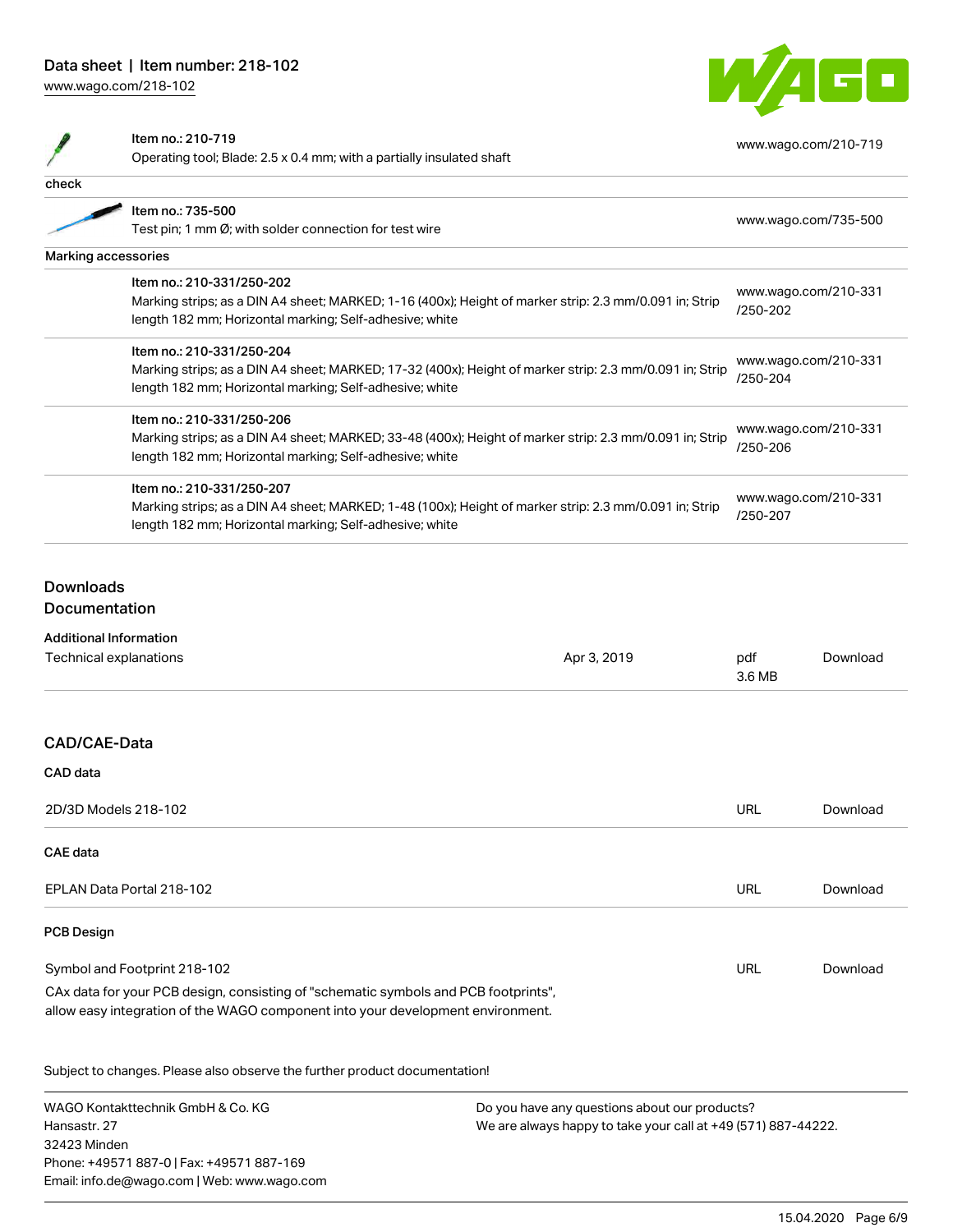| Item no.: 210-719<br>Operating tool; Blade: 2.5 x 0.4 mm; with a partially insulated shaft | www.wago.com/210-719 |
|---|---|

**check**

| Item no.: 735-500<br>Test pin; 1 mm Ø; with solder connection for test wire | www.wago.com/735-500 |
|---|---|

**Marking accessories**

| Item | URL |
|---|---|
| Item no.: 210-331/250-202<br>Marking strips; as a DIN A4 sheet; MARKED; 1-16 (400x); Height of marker strip: 2.3 mm/0.091 in; Strip length 182 mm; Horizontal marking; Self-adhesive; white | www.wago.com/210-331/250-202 |
| Item no.: 210-331/250-204<br>Marking strips; as a DIN A4 sheet; MARKED; 17-32 (400x); Height of marker strip: 2.3 mm/0.091 in; Strip length 182 mm; Horizontal marking; Self-adhesive; white | www.wago.com/210-331/250-204 |
| Item no.: 210-331/250-206<br>Marking strips; as a DIN A4 sheet; MARKED; 33-48 (400x); Height of marker strip: 2.3 mm/0.091 in; Strip length 182 mm; Horizontal marking; Self-adhesive; white | www.wago.com/210-331/250-206 |
| Item no.: 210-331/250-207<br>Marking strips; as a DIN A4 sheet; MARKED; 1-48 (100x); Height of marker strip: 2.3 mm/0.091 in; Strip length 182 mm; Horizontal marking; Self-adhesive; white | www.wago.com/210-331/250-207 |

## Downloads

## Documentation

**Additional Information**

| Technical explanations | Apr 3, 2019 | pdf<br>3.6 MB | Download |
|---|---|---|---|

## CAD/CAE-Data

**CAD data**

| 2D/3D Models 218-102 | URL | Download |
|---|---|---|

**CAE data**

| EPLAN Data Portal 218-102 | URL | Download |
|---|---|---|

**PCB Design**

| Symbol and Footprint 218-102 | URL | Download |
|---|---|---|

CAx data for your PCB design, consisting of "schematic symbols and PCB footprints", allow easy integration of the WAGO component into your development environment.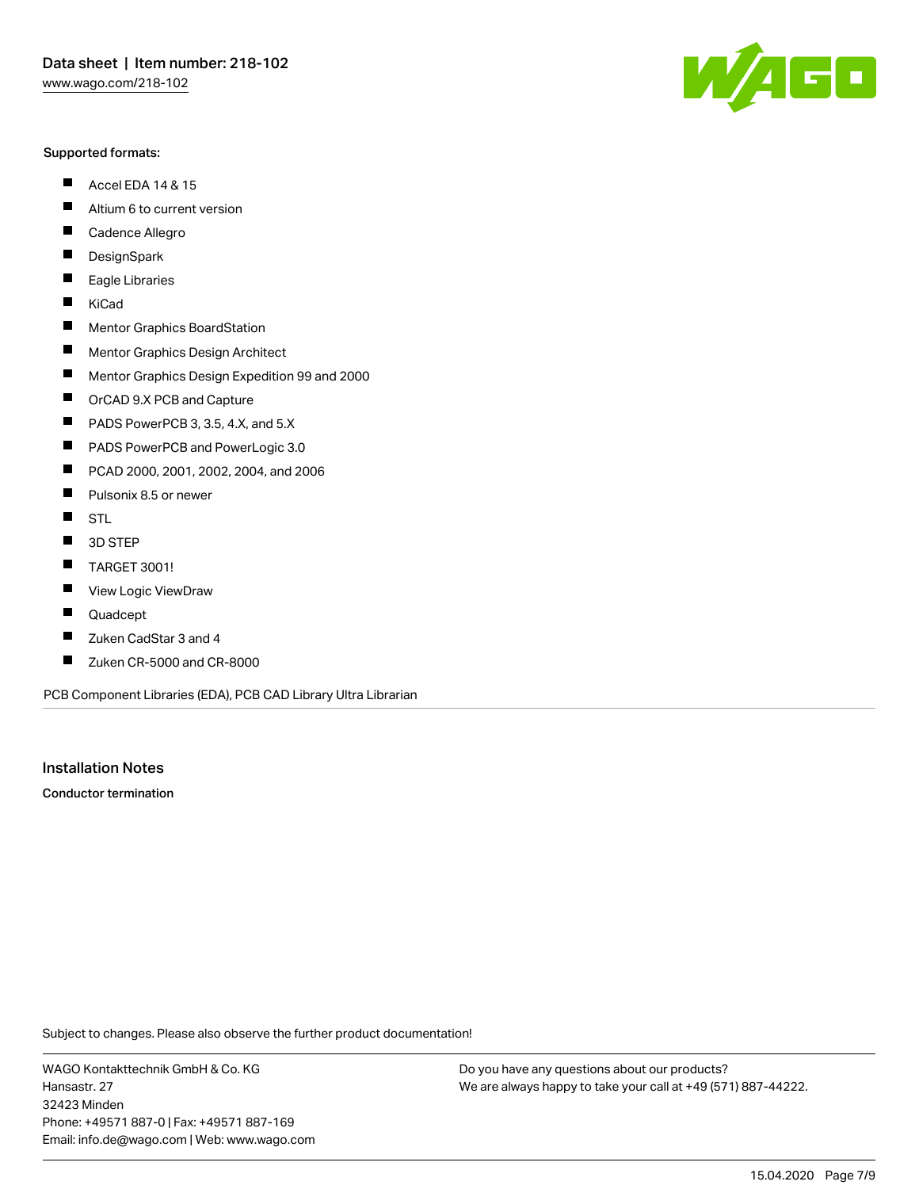Supported formats:

- Accel EDA 14 & 15
- Altium 6 to current version
- Cadence Allegro
- DesignSpark
- Eagle Libraries
- KiCad
- Mentor Graphics BoardStation
- Mentor Graphics Design Architect
- Mentor Graphics Design Expedition 99 and 2000
- OrCAD 9.X PCB and Capture
- PADS PowerPCB 3, 3.5, 4.X, and 5.X
- PADS PowerPCB and PowerLogic 3.0
- PCAD 2000, 2001, 2002, 2004, and 2006
- Pulsonix 8.5 or newer
- STL
- 3D STEP
- TARGET 3001!
- View Logic ViewDraw
- Quadcept
- Zuken CadStar 3 and 4
- Zuken CR-5000 and CR-8000

PCB Component Libraries (EDA), PCB CAD Library Ultra Librarian

## Installation Notes

**Conductor termination**

Subject to changes. Please also observe the further product documentation!

WAGO Kontakttechnik GmbH & Co. KG
Hansastr. 27
32423 Minden
Phone: +49571 887-0 | Fax: +49571 887-169
Email: info.de@wago.com | Web: www.wago.com

Do you have any questions about our products?
We are always happy to take your call at +49 (571) 887-44222.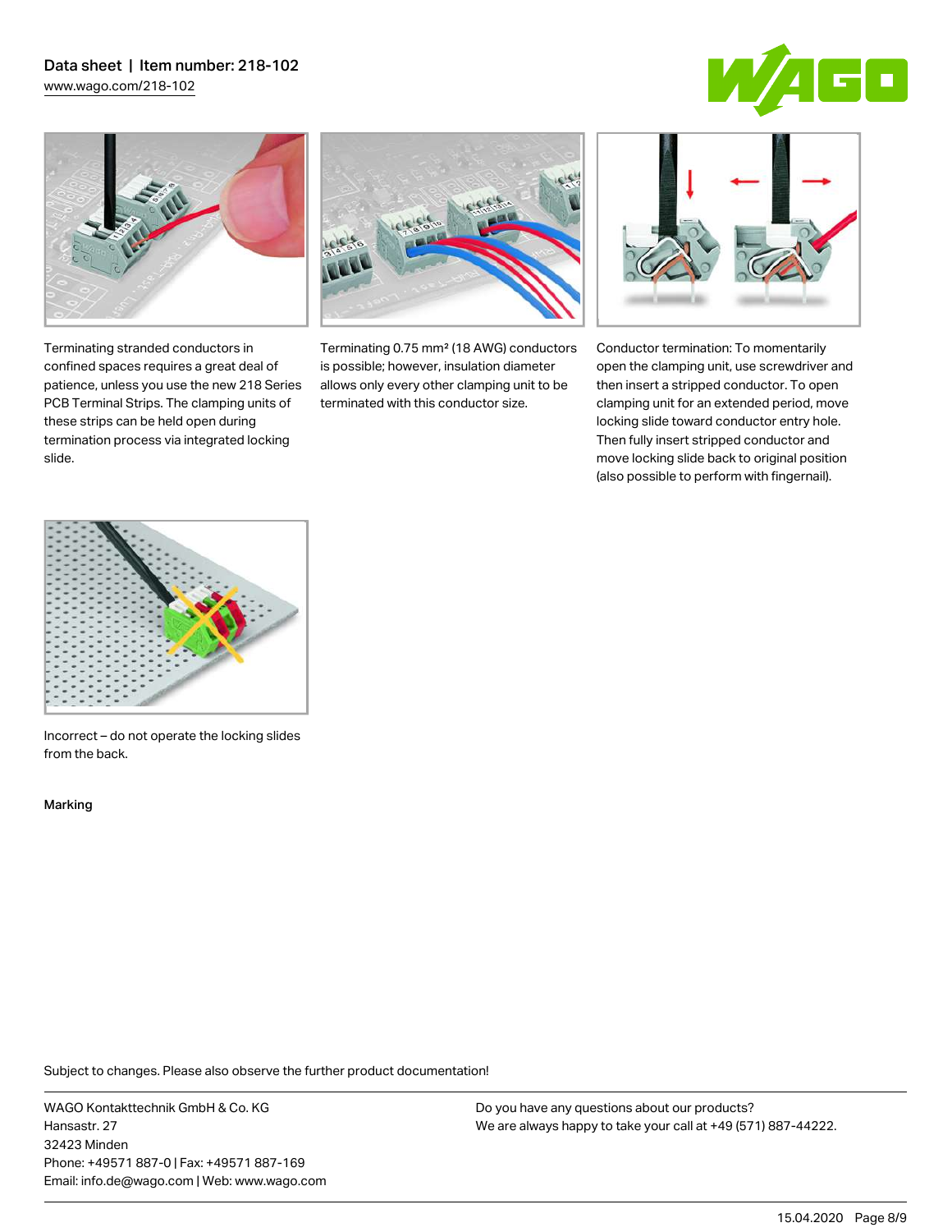Terminating stranded conductors in confined spaces requires a great deal of patience, unless you use the new 218 Series PCB Terminal Strips. The clamping units of these strips can be held open during termination process via integrated locking slide.

Terminating 0.75 mm² (18 AWG) conductors is possible; however, insulation diameter allows only every other clamping unit to be terminated with this conductor size.

Conductor termination: To momentarily open the clamping unit, use screwdriver and then insert a stripped conductor. To open clamping unit for an extended period, move locking slide toward conductor entry hole. Then fully insert stripped conductor and move locking slide back to original position (also possible to perform with fingernail).

Incorrect – do not operate the locking slides from the back.

Marking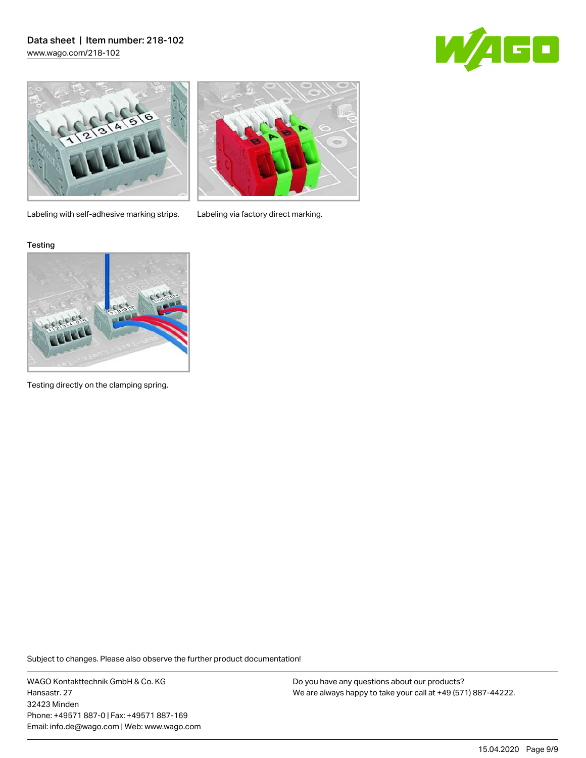Labeling with self-adhesive marking strips.

Labeling via factory direct marking.

## Testing

Testing directly on the clamping spring.

Subject to changes. Please also observe the further product documentation!

WAGO Kontakttechnik GmbH & Co. KG
Hansastr. 27
32423 Minden
Phone: +49571 887-0 | Fax: +49571 887-169
Email: info.de@wago.com | Web: www.wago.com

Do you have any questions about our products?
We are always happy to take your call at +49 (571) 887-44222.